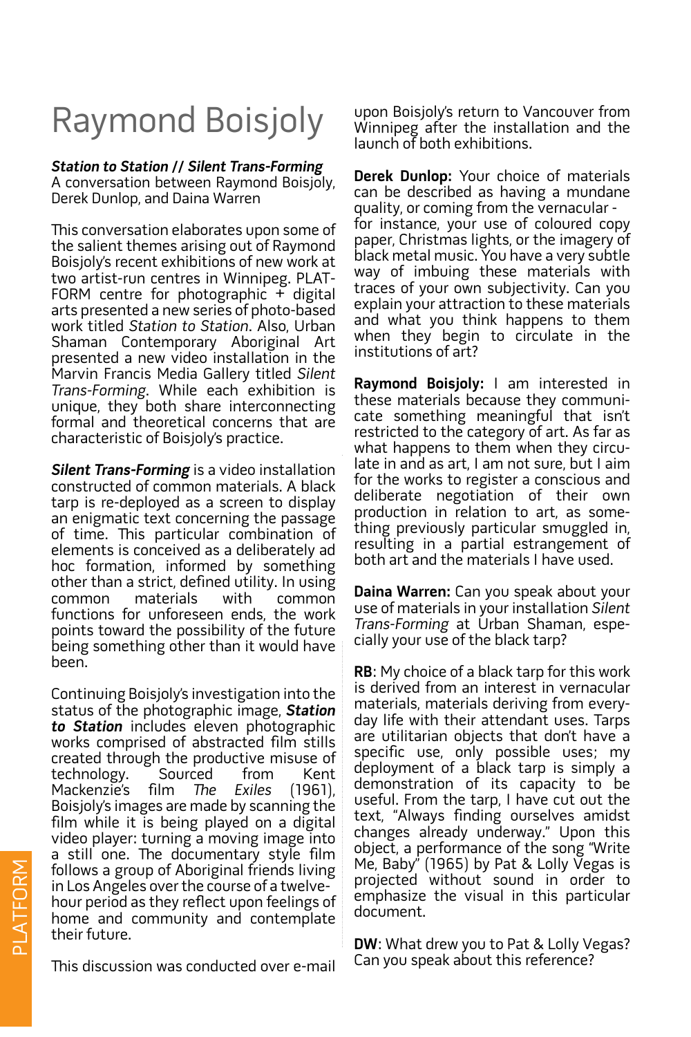# Raymond Boisjoly

***Station to Station // Silent Trans-Forming***
A conversation between Raymond Boisjoly, Derek Dunlop, and Daina Warren

This conversation elaborates upon some of the salient themes arising out of Raymond Boisjoly's recent exhibitions of new work at two artist-run centres in Winnipeg. PLATFORM centre for photographic + digital arts presented a new series of photo-based work titled *Station to Station*. Also, Urban Shaman Contemporary Aboriginal Art presented a new video installation in the Marvin Francis Media Gallery titled *Silent Trans-Forming*. While each exhibition is unique, they both share interconnecting formal and theoretical concerns that are characteristic of Boisjoly's practice.

***Silent Trans-Forming*** is a video installation constructed of common materials. A black tarp is re-deployed as a screen to display an enigmatic text concerning the passage of time. This particular combination of elements is conceived as a deliberately ad hoc formation, informed by something other than a strict, defined utility. In using common materials with common functions for unforeseen ends, the work points toward the possibility of the future being something other than it would have been.

Continuing Boisjoly's investigation into the status of the photographic image, ***Station to Station*** includes eleven photographic works comprised of abstracted film stills created through the productive misuse of technology. Sourced from Kent Mackenzie's film *The Exiles* (1961), Boisjoly's images are made by scanning the film while it is being played on a digital video player: turning a moving image into a still one. The documentary style film follows a group of Aboriginal friends living in Los Angeles over the course of a twelve-hour period as they reflect upon feelings of home and community and contemplate their future.

This discussion was conducted over e-mail upon Boisjoly's return to Vancouver from Winnipeg after the installation and the launch of both exhibitions.

**Derek Dunlop:** Your choice of materials can be described as having a mundane quality, or coming from the vernacular - for instance, your use of coloured copy paper, Christmas lights, or the imagery of black metal music. You have a very subtle way of imbuing these materials with traces of your own subjectivity. Can you explain your attraction to these materials and what you think happens to them when they begin to circulate in the institutions of art?

**Raymond Boisjoly:** I am interested in these materials because they communicate something meaningful that isn't restricted to the category of art. As far as what happens to them when they circulate in and as art, I am not sure, but I aim for the works to register a conscious and deliberate negotiation of their own production in relation to art, as something previously particular smuggled in, resulting in a partial estrangement of both art and the materials I have used.

**Daina Warren:** Can you speak about your use of materials in your installation *Silent Trans-Forming* at Urban Shaman, especially your use of the black tarp?

**RB**: My choice of a black tarp for this work is derived from an interest in vernacular materials, materials deriving from everyday life with their attendant uses. Tarps are utilitarian objects that don't have a specific use, only possible uses; my deployment of a black tarp is simply a demonstration of its capacity to be useful. From the tarp, I have cut out the text, "Always finding ourselves amidst changes already underway." Upon this object, a performance of the song "Write Me, Baby" (1965) by Pat & Lolly Vegas is projected without sound in order to emphasize the visual in this particular document.

**DW**: What drew you to Pat & Lolly Vegas? Can you speak about this reference?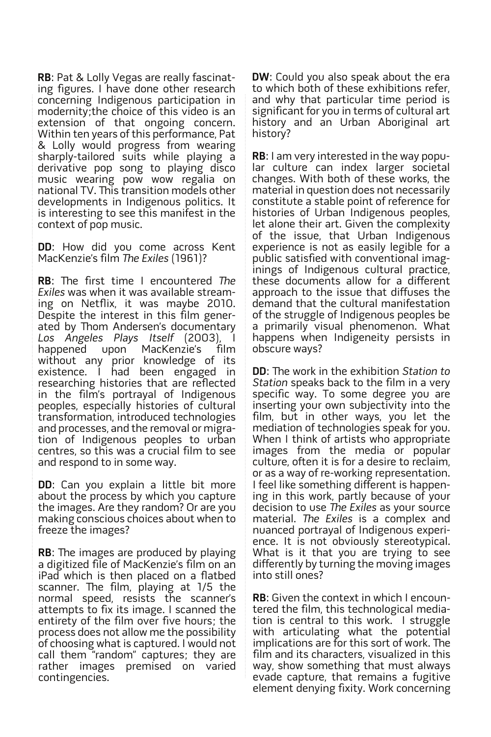**RB**: Pat & Lolly Vegas are really fascinating figures. I have done other research concerning Indigenous participation in modernity;the choice of this video is an extension of that ongoing concern. Within ten years of this performance, Pat & Lolly would progress from wearing sharply-tailored suits while playing a derivative pop song to playing disco music wearing pow wow regalia on national TV. This transition models other developments in Indigenous politics. It is interesting to see this manifest in the context of pop music.

**DD**: How did you come across Kent MacKenzie's film *The Exiles* (1961)?

**RB**: The first time I encountered *The Exiles* was when it was available streaming on Netflix, it was maybe 2010. Despite the interest in this film generated by Thom Andersen's documentary *Los Angeles Plays Itself* (2003), I happened upon MacKenzie's film without any prior knowledge of its existence. I had been engaged in researching histories that are reflected in the film's portrayal of Indigenous peoples, especially histories of cultural transformation, introduced technologies and processes, and the removal or migration of Indigenous peoples to urban centres, so this was a crucial film to see and respond to in some way.

**DD**: Can you explain a little bit more about the process by which you capture the images. Are they random? Or are you making conscious choices about when to freeze the images?

**RB**: The images are produced by playing a digitized file of MacKenzie's film on an iPad which is then placed on a flatbed scanner. The film, playing at 1/5 the normal speed, resists the scanner's attempts to fix its image. I scanned the entirety of the film over five hours; the process does not allow me the possibility of choosing what is captured. I would not call them "random" captures; they are rather images premised on varied contingencies.

**DW**: Could you also speak about the era to which both of these exhibitions refer, and why that particular time period is significant for you in terms of cultural art history and an Urban Aboriginal art history?

**RB**: I am very interested in the way popular culture can index larger societal changes. With both of these works, the material in question does not necessarily constitute a stable point of reference for histories of Urban Indigenous peoples, let alone their art. Given the complexity of the issue, that Urban Indigenous experience is not as easily legible for a public satisfied with conventional imaginings of Indigenous cultural practice, these documents allow for a different approach to the issue that diffuses the demand that the cultural manifestation of the struggle of Indigenous peoples be a primarily visual phenomenon. What happens when Indigeneity persists in obscure ways?

**DD**: The work in the exhibition *Station to Station* speaks back to the film in a very specific way. To some degree you are inserting your own subjectivity into the film, but in other ways, you let the mediation of technologies speak for you. When I think of artists who appropriate images from the media or popular culture, often it is for a desire to reclaim, or as a way of re-working representation. I feel like something different is happening in this work, partly because of your decision to use *The Exiles* as your source material. *The Exiles* is a complex and nuanced portrayal of Indigenous experience. It is not obviously stereotypical. What is it that you are trying to see differently by turning the moving images into still ones?

**RB**: Given the context in which I encountered the film, this technological mediation is central to this work. I struggle with articulating what the potential implications are for this sort of work. The film and its characters, visualized in this way, show something that must always evade capture, that remains a fugitive element denying fixity. Work concerning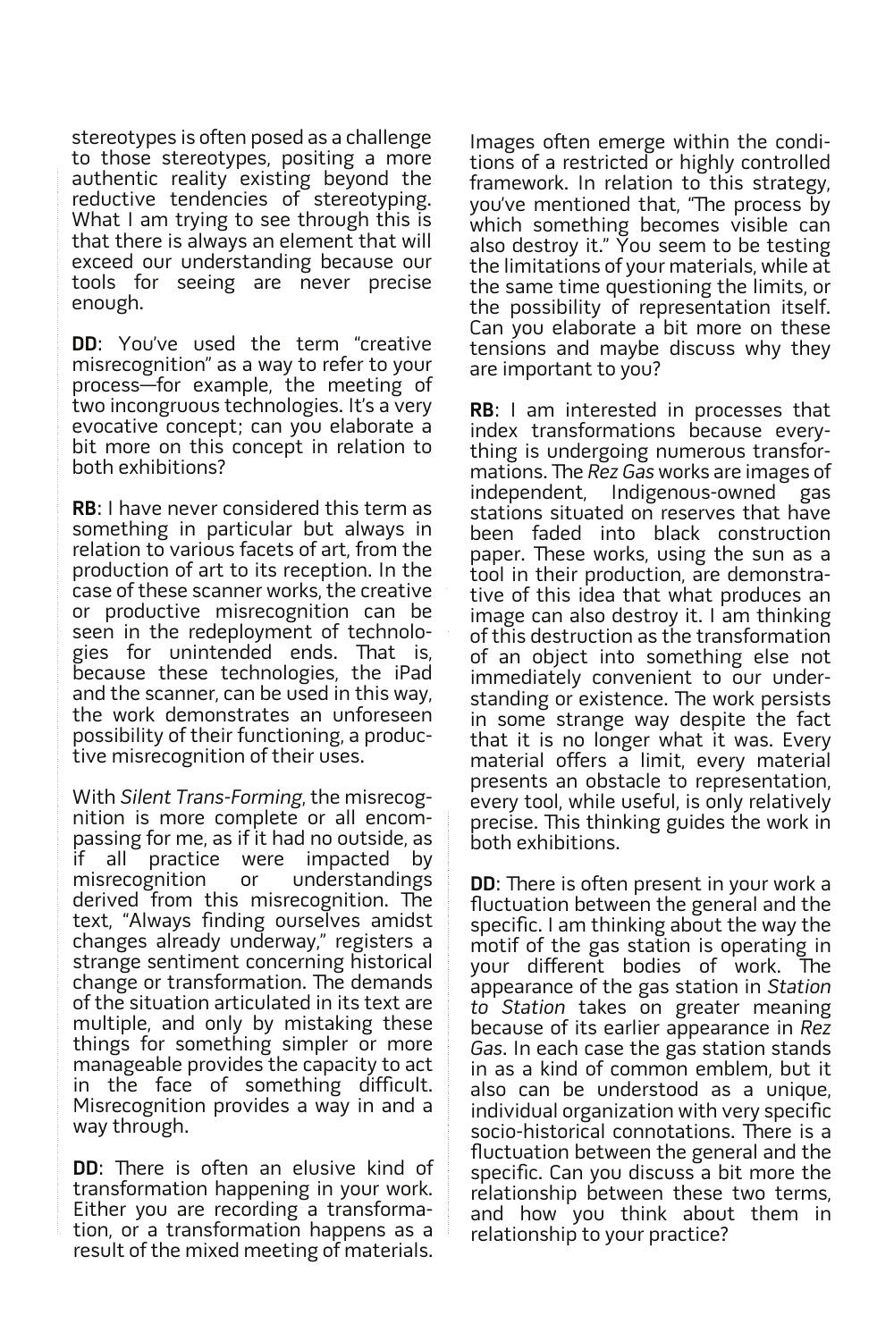stereotypes is often posed as a challenge to those stereotypes, positing a more authentic reality existing beyond the reductive tendencies of stereotyping. What I am trying to see through this is that there is always an element that will exceed our understanding because our tools for seeing are never precise enough.

**DD**: You've used the term "creative misrecognition" as a way to refer to your process—for example, the meeting of two incongruous technologies. It's a very evocative concept; can you elaborate a bit more on this concept in relation to both exhibitions?

**RB**: I have never considered this term as something in particular but always in relation to various facets of art, from the production of art to its reception. In the case of these scanner works, the creative or productive misrecognition can be seen in the redeployment of technologies for unintended ends. That is, because these technologies, the iPad and the scanner, can be used in this way, the work demonstrates an unforeseen possibility of their functioning, a productive misrecognition of their uses.

With *Silent Trans-Forming*, the misrecognition is more complete or all encompassing for me, as if it had no outside, as if all practice were impacted by misrecognition or understandings derived from this misrecognition. The text, "Always finding ourselves amidst changes already underway," registers a strange sentiment concerning historical change or transformation. The demands of the situation articulated in its text are multiple, and only by mistaking these things for something simpler or more manageable provides the capacity to act in the face of something difficult. Misrecognition provides a way in and a way through.

**DD**: There is often an elusive kind of transformation happening in your work. Either you are recording a transformation, or a transformation happens as a result of the mixed meeting of materials. Images often emerge within the conditions of a restricted or highly controlled framework. In relation to this strategy, you've mentioned that, "The process by which something becomes visible can also destroy it." You seem to be testing the limitations of your materials, while at the same time questioning the limits, or the possibility of representation itself. Can you elaborate a bit more on these tensions and maybe discuss why they are important to you?

**RB**: I am interested in processes that index transformations because everything is undergoing numerous transformations. The *Rez Gas* works are images of independent, Indigenous-owned gas stations situated on reserves that have been faded into black construction paper. These works, using the sun as a tool in their production, are demonstrative of this idea that what produces an image can also destroy it. I am thinking of this destruction as the transformation of an object into something else not immediately convenient to our understanding or existence. The work persists in some strange way despite the fact that it is no longer what it was. Every material offers a limit, every material presents an obstacle to representation, every tool, while useful, is only relatively precise. This thinking guides the work in both exhibitions.

**DD**: There is often present in your work a fluctuation between the general and the specific. I am thinking about the way the motif of the gas station is operating in your different bodies of work. The appearance of the gas station in *Station to Station* takes on greater meaning because of its earlier appearance in *Rez Gas*. In each case the gas station stands in as a kind of common emblem, but it also can be understood as a unique, individual organization with very specific socio-historical connotations. There is a fluctuation between the general and the specific. Can you discuss a bit more the relationship between these two terms, and how you think about them in relationship to your practice?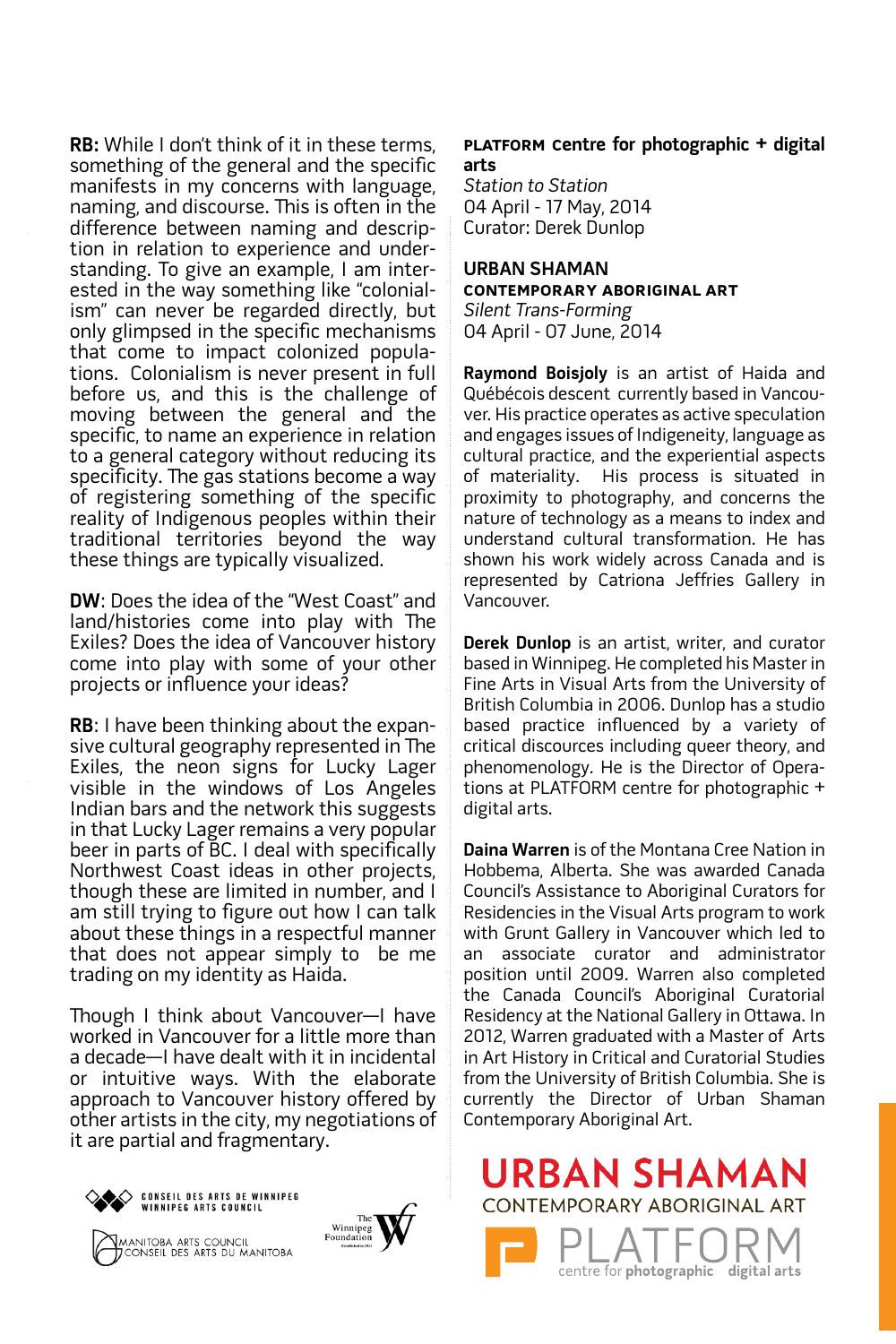**RB:** While I don't think of it in these terms, something of the general and the specific manifests in my concerns with language, naming, and discourse. This is often in the difference between naming and description in relation to experience and understanding. To give an example, I am interested in the way something like "colonialism" can never be regarded directly, but only glimpsed in the specific mechanisms that come to impact colonized populations. Colonialism is never present in full before us, and this is the challenge of moving between the general and the specific, to name an experience in relation to a general category without reducing its specificity. The gas stations become a way of registering something of the specific reality of Indigenous peoples within their traditional territories beyond the way these things are typically visualized.

**DW**: Does the idea of the "West Coast" and land/histories come into play with The Exiles? Does the idea of Vancouver history come into play with some of your other projects or influence your ideas?

**RB**: I have been thinking about the expansive cultural geography represented in The Exiles, the neon signs for Lucky Lager visible in the windows of Los Angeles Indian bars and the network this suggests in that Lucky Lager remains a very popular beer in parts of BC. I deal with specifically Northwest Coast ideas in other projects, though these are limited in number, and I am still trying to figure out how I can talk about these things in a respectful manner that does not appear simply to be me trading on my identity as Haida.

Though I think about Vancouver—I have worked in Vancouver for a little more than a decade—I have dealt with it in incidental or intuitive ways. With the elaborate approach to Vancouver history offered by other artists in the city, my negotiations of it are partial and fragmentary.

CONSEIL DES ARTS DE WINNIPEG
WINNIPEG ARTS COUNCIL

MANITOBA ARTS COUNCIL
CONSEIL DES ARTS DU MANITOBA

The Winnipeg Foundation

**PLATFORM centre for photographic + digital arts**
*Station to Station*
04 April - 17 May, 2014
Curator: Derek Dunlop

**URBAN SHAMAN**
**CONTEMPORARY ABORIGINAL ART**
*Silent Trans-Forming*
04 April - 07 June, 2014

**Raymond Boisjoly** is an artist of Haida and Québécois descent currently based in Vancouver. His practice operates as active speculation and engages issues of Indigeneity, language as cultural practice, and the experiential aspects of materiality. His process is situated in proximity to photography, and concerns the nature of technology as a means to index and understand cultural transformation. He has shown his work widely across Canada and is represented by Catriona Jeffries Gallery in Vancouver.

**Derek Dunlop** is an artist, writer, and curator based in Winnipeg. He completed his Master in Fine Arts in Visual Arts from the University of British Columbia in 2006. Dunlop has a studio based practice influenced by a variety of critical discourses including queer theory, and phenomenology. He is the Director of Operations at PLATFORM centre for photographic + digital arts.

**Daina Warren** is of the Montana Cree Nation in Hobbema, Alberta. She was awarded Canada Council's Assistance to Aboriginal Curators for Residencies in the Visual Arts program to work with Grunt Gallery in Vancouver which led to an associate curator and administrator position until 2009. Warren also completed the Canada Council's Aboriginal Curatorial Residency at the National Gallery in Ottawa. In 2012, Warren graduated with a Master of Arts in Art History in Critical and Curatorial Studies from the University of British Columbia. She is currently the Director of Urban Shaman Contemporary Aboriginal Art.

URBAN SHAMAN
CONTEMPORARY ABORIGINAL ART

PLATFORM
centre for photographic digital arts